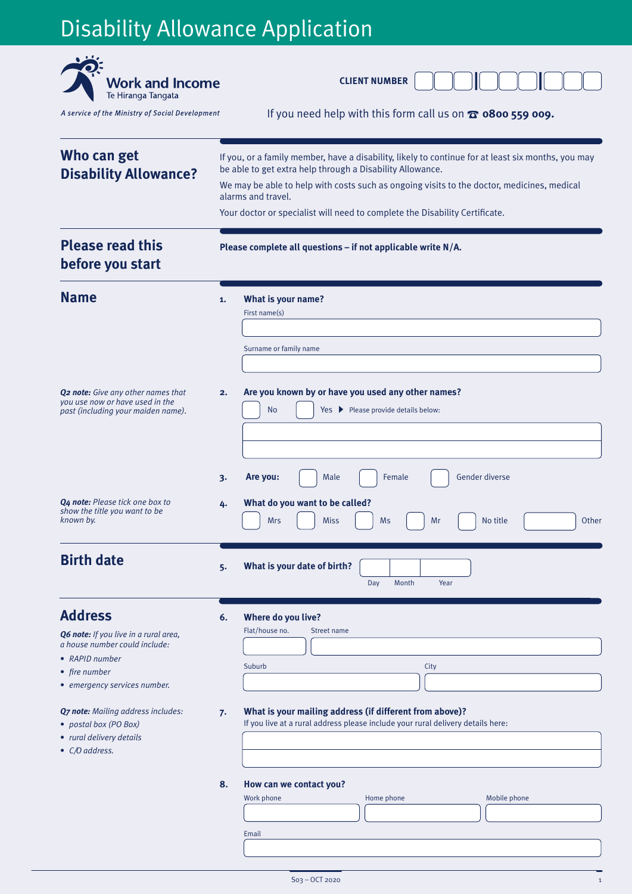# Disability Allowance Application

Work and Income
Te Hiranga Tangata

*A service of the Ministry of Social Development*

**CLIENT NUMBER** ☐☐☐ | ☐☐☐ | ☐☐☐

If you need help with this form call us on ☎ **0800 559 009.**

## Who can get Disability Allowance?

If you, or a family member, have a disability, likely to continue for at least six months, you may be able to get extra help through a Disability Allowance.

We may be able to help with costs such as ongoing visits to the doctor, medicines, medical alarms and travel.

Your doctor or specialist will need to complete the Disability Certificate.

## Please read this before you start

**Please complete all questions – if not applicable write N/A.**

## Name

**1. What is your name?**

First name(s)

Surname or family name

*Q2 note: Give any other names that you use now or have used in the past (including your maiden name).*

**2. Are you known by or have you used any other names?**

☐ No ☐ Yes ▶ Please provide details below:

**3. Are you:** ☐ Male ☐ Female ☐ Gender diverse

*Q4 note: Please tick one box to show the title you want to be known by.*

**4. What do you want to be called?**

☐ Mrs ☐ Miss ☐ Ms ☐ Mr ☐ No title ☐ Other

## Birth date

**5. What is your date of birth?**

Day | Month | Year

## Address

*Q6 note: If you live in a rural area, a house number could include:*

- *RAPID number*
- *fire number*
- *emergency services number.*

**6. Where do you live?**

Flat/house no. | Street name

Suburb | City

*Q7 note: Mailing address includes:*

- *postal box (PO Box)*
- *rural delivery details*
- *C/O address.*

**7. What is your mailing address (if different from above)?**

If you live at a rural address please include your rural delivery details here:

**8. How can we contact you?**

Work phone | Home phone | Mobile phone

Email

S03 – OCT 2020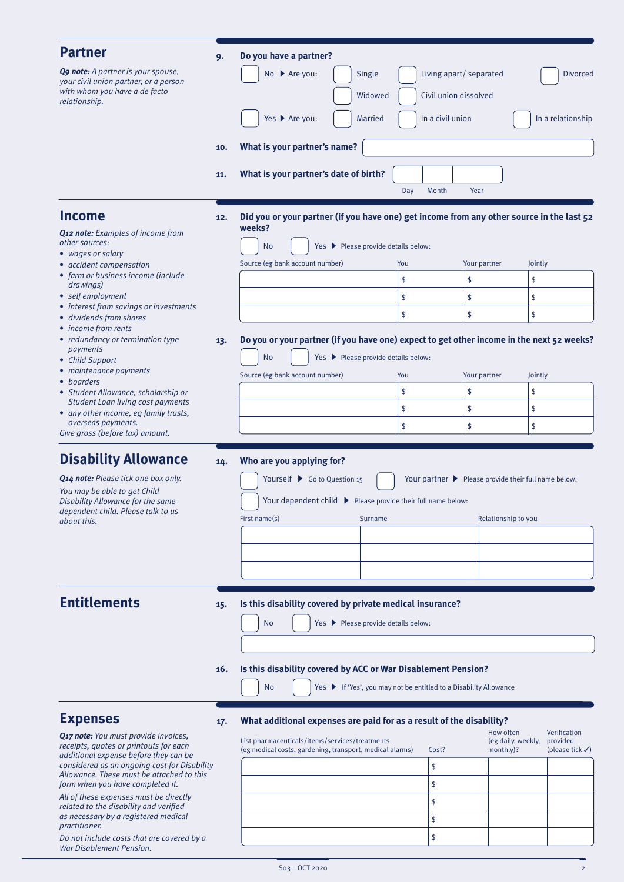## Partner

*Q9 note: A partner is your spouse, your civil union partner, or a person with whom you have a de facto relationship.*

**9. Do you have a partner?**

☐ No ▶ Are you: ☐ Single ☐ Living apart/ separated ☐ Divorced ☐ Widowed ☐ Civil union dissolved

☐ Yes ▶ Are you: ☐ Married ☐ In a civil union ☐ In a relationship

**10. What is your partner's name?**

**11. What is your partner's date of birth?**

| Day | Month | Year |
|---|---|---|
| | | |

## Income

*Q12 note: Examples of income from other sources:*

- *wages or salary*
- *accident compensation*
- *farm or business income (include drawings)*
- *self employment*
- *interest from savings or investments*
- *dividends from shares*
- *income from rents*
- *redundancy or termination type payments*
- *Child Support*
- *maintenance payments*
- *boarders*
- *Student Allowance, scholarship or Student Loan living cost payments*
- *any other income, eg family trusts, overseas payments.*

*Give gross (before tax) amount.*

**12. Did you or your partner (if you have one) get income from any other source in the last 52 weeks?**

☐ No ☐ Yes ▶ Please provide details below:

| Source (eg bank account number) | You | Your partner | Jointly |
|---|---|---|---|
| | $ | $ | $ |
| | $ | $ | $ |
| | $ | $ | $ |

**13. Do you or your partner (if you have one) expect to get other income in the next 52 weeks?**

☐ No ☐ Yes ▶ Please provide details below:

| Source (eg bank account number) | You | Your partner | Jointly |
|---|---|---|---|
| | $ | $ | $ |
| | $ | $ | $ |
| | $ | $ | $ |

## Disability Allowance

*Q14 note: Please tick one box only.*

*You may be able to get Child Disability Allowance for the same dependent child. Please talk to us about this.*

**14. Who are you applying for?**

☐ Yourself ▶ Go to Question 15 ☐ Your partner ▶ Please provide their full name below:

☐ Your dependent child ▶ Please provide their full name below:

| First name(s) | Surname | Relationship to you |
|---|---|---|
| | | |
| | | |
| | | |

## Entitlements

**15. Is this disability covered by private medical insurance?**

☐ No ☐ Yes ▶ Please provide details below:

**16. Is this disability covered by ACC or War Disablement Pension?**

☐ No ☐ Yes ▶ If 'Yes', you may not be entitled to a Disability Allowance

## Expenses

*Q17 note: You must provide invoices, receipts, quotes or printouts for each additional expense before they can be considered as an ongoing cost for Disability Allowance. These must be attached to this form when you have completed it.*

*All of these expenses must be directly related to the disability and verified as necessary by a registered medical practitioner.*

*Do not include costs that are covered by a War Disablement Pension.*

**17. What additional expenses are paid for as a result of the disability?**

| List pharmaceuticals/items/services/treatments (eg medical costs, gardening, transport, medical alarms) | Cost? | How often (eg daily, weekly, monthly)? | Verification provided (please tick ✓) |
|---|---|---|---|
| | $ | | |
| | $ | | |
| | $ | | |
| | $ | | |
| | $ | | |

S03 – OCT 2020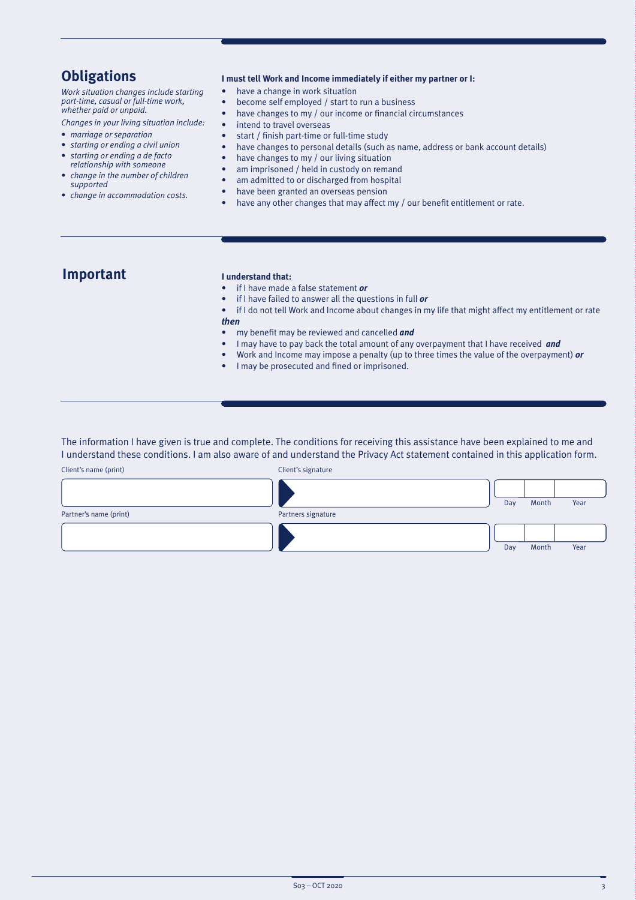## Obligations

*Work situation changes include starting part-time, casual or full-time work, whether paid or unpaid.*

*Changes in your living situation include:*

- *marriage or separation*
- *starting or ending a civil union*
- *starting or ending a de facto relationship with someone*
- *change in the number of children supported*
- *change in accommodation costs.*

**I must tell Work and Income immediately if either my partner or I:**

- have a change in work situation
- become self employed / start to run a business
- have changes to my / our income or financial circumstances
- intend to travel overseas
- start / finish part-time or full-time study
- have changes to personal details (such as name, address or bank account details)
- have changes to my / our living situation
- am imprisoned / held in custody on remand
- am admitted to or discharged from hospital
- have been granted an overseas pension
- have any other changes that may affect my / our benefit entitlement or rate.

## Important

**I understand that:**

- if I have made a false statement ***or***
- if I have failed to answer all the questions in full ***or***
- if I do not tell Work and Income about changes in my life that might affect my entitlement or rate

***then***

- my benefit may be reviewed and cancelled ***and***
- I may have to pay back the total amount of any overpayment that I have received ***and***
- Work and Income may impose a penalty (up to three times the value of the overpayment) ***or***
- I may be prosecuted and fined or imprisoned.

The information I have given is true and complete. The conditions for receiving this assistance have been explained to me and I understand these conditions. I am also aware of and understand the Privacy Act statement contained in this application form.

| Client's name (print) | Client's signature | Day | Month | Year |
|---|---|---|---|---|
| | | | | |

| Partner's name (print) | Partners signature | Day | Month | Year |
|---|---|---|---|---|
| | | | | |

S03 – OCT 2020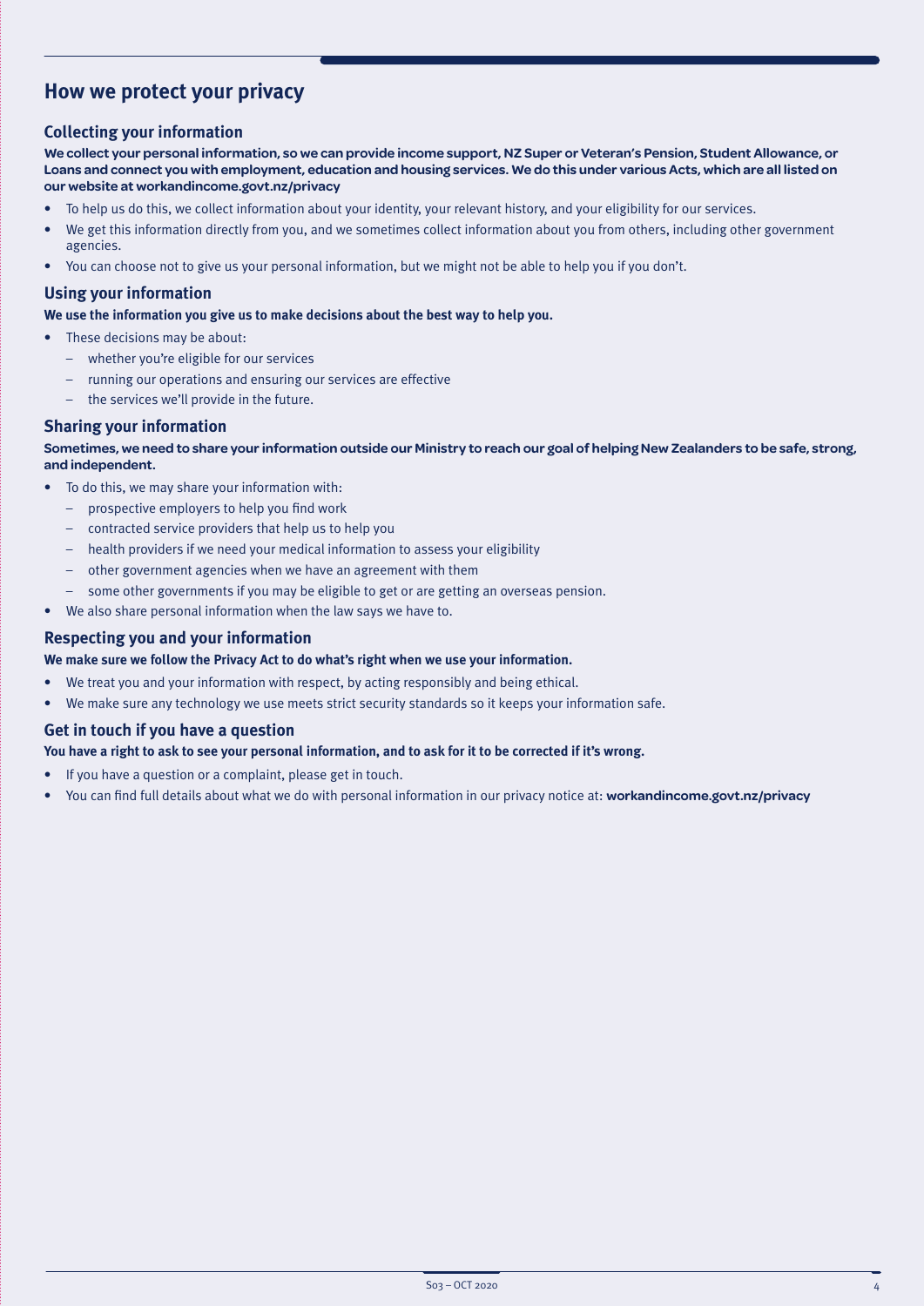# How we protect your privacy

## Collecting your information

**We collect your personal information, so we can provide income support, NZ Super or Veteran's Pension, Student Allowance, or Loans and connect you with employment, education and housing services. We do this under various Acts, which are all listed on our website at workandincome.govt.nz/privacy**

- To help us do this, we collect information about your identity, your relevant history, and your eligibility for our services.
- We get this information directly from you, and we sometimes collect information about you from others, including other government agencies.
- You can choose not to give us your personal information, but we might not be able to help you if you don't.

## Using your information

**We use the information you give us to make decisions about the best way to help you.**

- These decisions may be about:
  - whether you're eligible for our services
  - running our operations and ensuring our services are effective
  - the services we'll provide in the future.

## Sharing your information

**Sometimes, we need to share your information outside our Ministry to reach our goal of helping New Zealanders to be safe, strong, and independent.**

- To do this, we may share your information with:
  - prospective employers to help you find work
  - contracted service providers that help us to help you
  - health providers if we need your medical information to assess your eligibility
  - other government agencies when we have an agreement with them
  - some other governments if you may be eligible to get or are getting an overseas pension.
- We also share personal information when the law says we have to.

## Respecting you and your information

**We make sure we follow the Privacy Act to do what's right when we use your information.**

- We treat you and your information with respect, by acting responsibly and being ethical.
- We make sure any technology we use meets strict security standards so it keeps your information safe.

## Get in touch if you have a question

**You have a right to ask to see your personal information, and to ask for it to be corrected if it's wrong.**

- If you have a question or a complaint, please get in touch.
- You can find full details about what we do with personal information in our privacy notice at: **workandincome.govt.nz/privacy**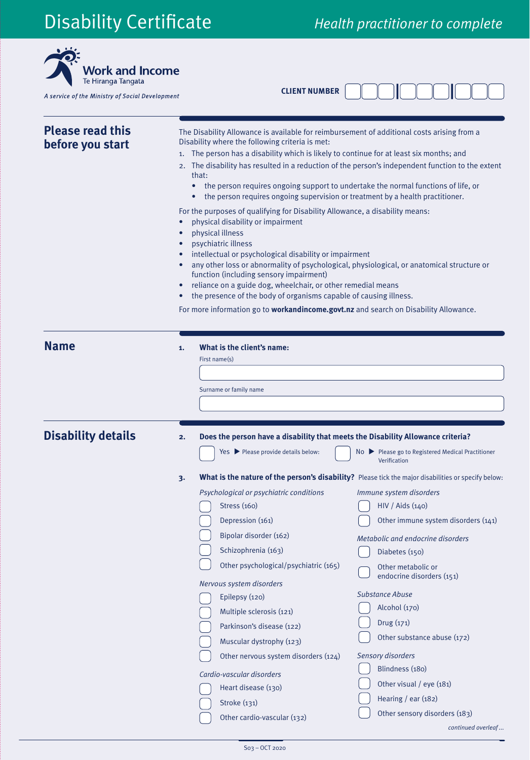# Disability Certificate

*Health practitioner to complete*

**Work and Income**
Te Hiranga Tangata

*A service of the Ministry of Social Development*

**CLIENT NUMBER** ☐☐☐ ☐☐☐ ☐☐☐

## Please read this before you start

The Disability Allowance is available for reimbursement of additional costs arising from a Disability where the following criteria is met:

1. The person has a disability which is likely to continue for at least six months; and
2. The disability has resulted in a reduction of the person's independent function to the extent that:
   - the person requires ongoing support to undertake the normal functions of life, or
   - the person requires ongoing supervision or treatment by a health practitioner.

For the purposes of qualifying for Disability Allowance, a disability means:

- physical disability or impairment
- physical illness
- psychiatric illness
- intellectual or psychological disability or impairment
- any other loss or abnormality of psychological, physiological, or anatomical structure or function (including sensory impairment)
- reliance on a guide dog, wheelchair, or other remedial means
- the presence of the body of organisms capable of causing illness.

For more information go to **workandincome.govt.nz** and search on Disability Allowance.

## Name

**1. What is the client's name:**

First name(s)

Surname or family name

## Disability details

**2. Does the person have a disability that meets the Disability Allowance criteria?**

☐ Yes ▶ Please provide details below:

☐ No ▶ Please go to Registered Medical Practitioner Verification

**3. What is the nature of the person's disability?** Please tick the major disabilities or specify below:

*Psychological or psychiatric conditions*

- ☐ Stress (160)
- ☐ Depression (161)
- ☐ Bipolar disorder (162)
- ☐ Schizophrenia (163)
- ☐ Other psychological/psychiatric (165)

*Nervous system disorders*

- ☐ Epilepsy (120)
- ☐ Multiple sclerosis (121)
- ☐ Parkinson's disease (122)
- ☐ Muscular dystrophy (123)
- ☐ Other nervous system disorders (124)

*Cardio-vascular disorders*

- ☐ Heart disease (130)
- ☐ Stroke (131)
- ☐ Other cardio-vascular (132)

*Immune system disorders*

- ☐ HIV / Aids (140)
- ☐ Other immune system disorders (141)

*Metabolic and endocrine disorders*

- ☐ Diabetes (150)
- ☐ Other metabolic or endocrine disorders (151)

*Substance Abuse*

- ☐ Alcohol (170)
- ☐ Drug (171)
- ☐ Other substance abuse (172)

*Sensory disorders*

- ☐ Blindness (180)
- ☐ Other visual / eye (181)
- ☐ Hearing / ear (182)
- ☐ Other sensory disorders (183)

*continued overleaf…*

S03 – OCT 2020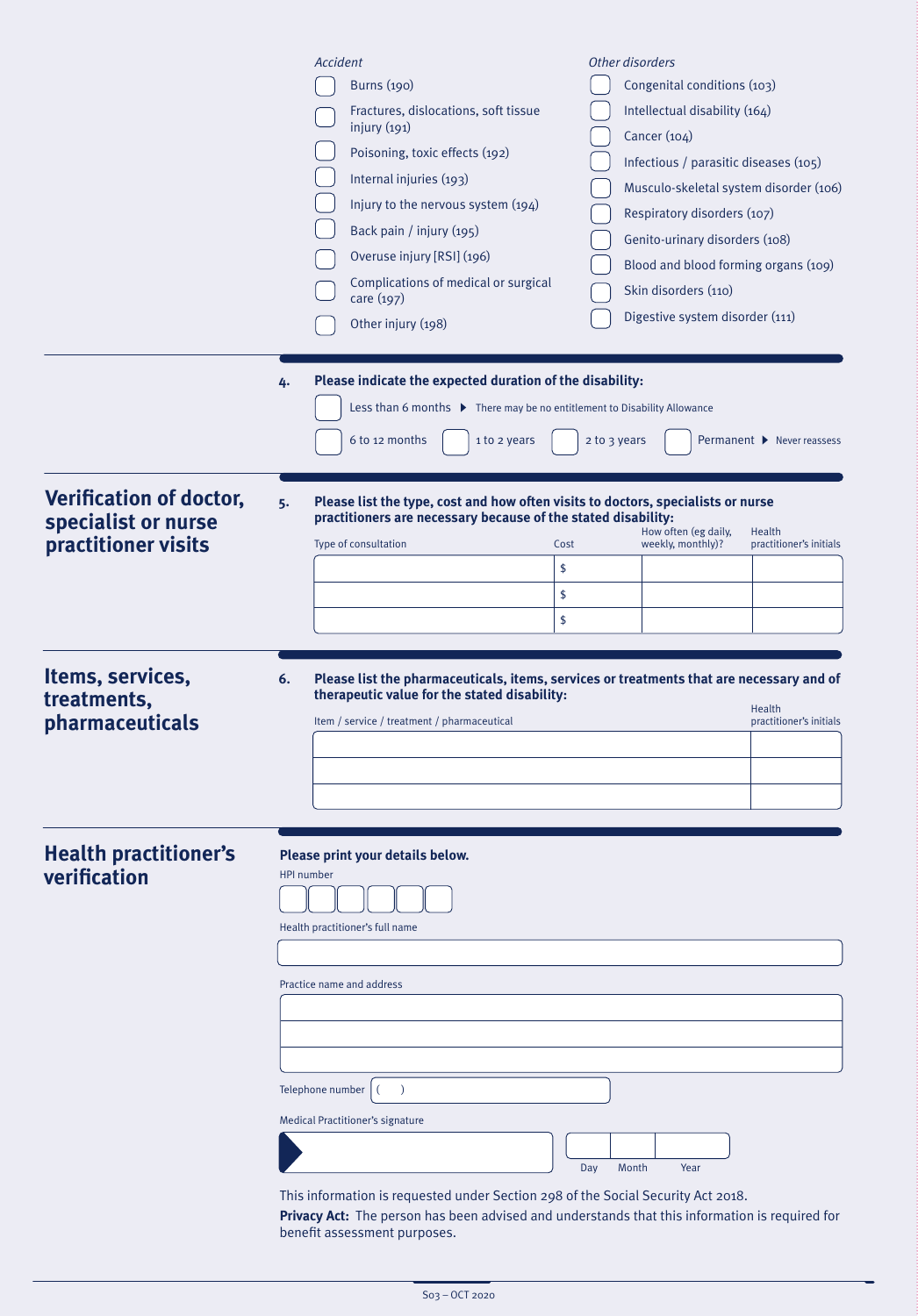*Accident*

- ☐ Burns (190)
- ☐ Fractures, dislocations, soft tissue injury (191)
- ☐ Poisoning, toxic effects (192)
- ☐ Internal injuries (193)
- ☐ Injury to the nervous system (194)
- ☐ Back pain / injury (195)
- ☐ Overuse injury [RSI] (196)
- ☐ Complications of medical or surgical care (197)
- ☐ Other injury (198)

*Other disorders*

- ☐ Congenital conditions (103)
- ☐ Intellectual disability (164)
- ☐ Cancer (104)
- ☐ Infectious / parasitic diseases (105)
- ☐ Musculo-skeletal system disorder (106)
- ☐ Respiratory disorders (107)
- ☐ Genito-urinary disorders (108)
- ☐ Blood and blood forming organs (109)
- ☐ Skin disorders (110)
- ☐ Digestive system disorder (111)

**4. Please indicate the expected duration of the disability:**

- ☐ Less than 6 months ▶ There may be no entitlement to Disability Allowance
- ☐ 6 to 12 months ☐ 1 to 2 years ☐ 2 to 3 years ☐ Permanent ▶ Never reassess

## Verification of doctor, specialist or nurse practitioner visits

**5. Please list the type, cost and how often visits to doctors, specialists or nurse practitioners are necessary because of the stated disability:**

| Type of consultation | Cost | How often (eg daily, weekly, monthly)? | Health practitioner's initials |
|---|---|---|---|
| | $ | | |
| | $ | | |
| | $ | | |

## Items, services, treatments, pharmaceuticals

**6. Please list the pharmaceuticals, items, services or treatments that are necessary and of therapeutic value for the stated disability:**

| Item / service / treatment / pharmaceutical | Health practitioner's initials |
|---|---|
| | |
| | |
| | |

## Health practitioner's verification

**Please print your details below.**

HPI number

Health practitioner's full name

Practice name and address

Telephone number ( )

Medical Practitioner's signature

Day Month Year

This information is requested under Section 298 of the Social Security Act 2018.

**Privacy Act:** The person has been advised and understands that this information is required for benefit assessment purposes.

S03 – OCT 2020